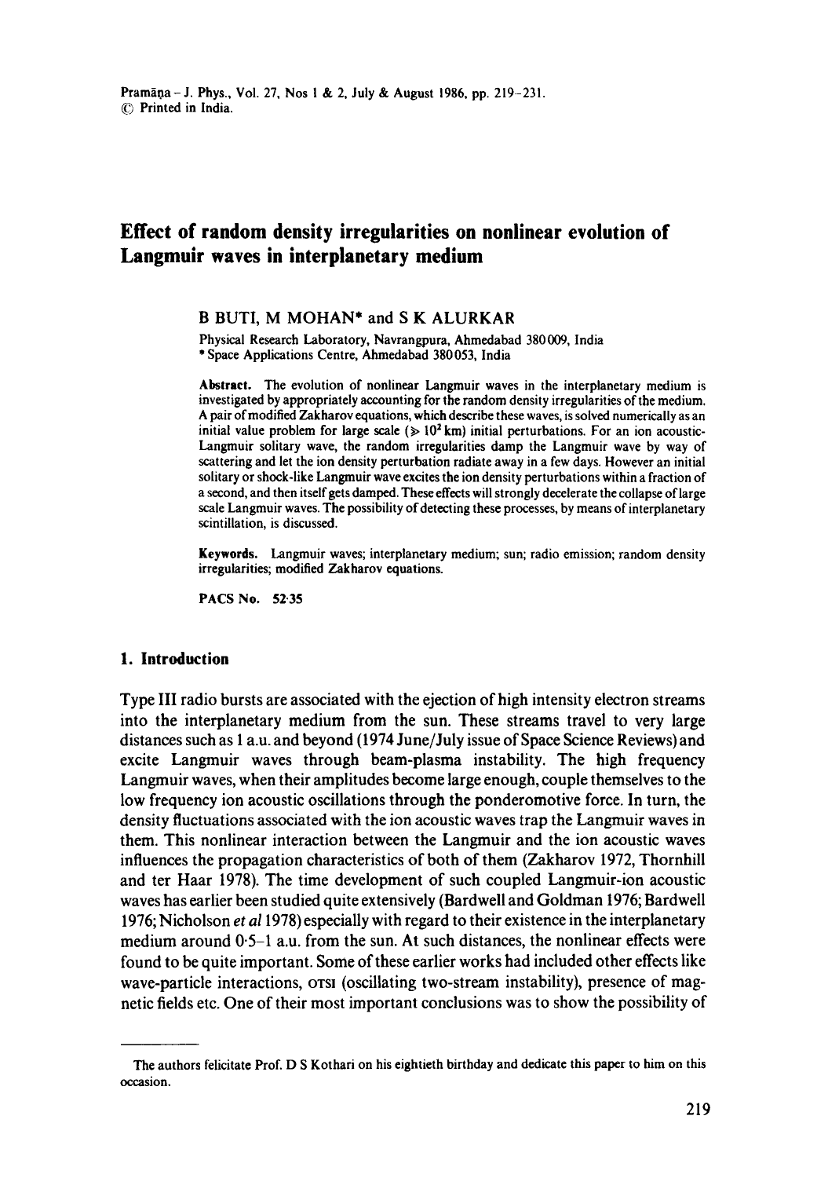# Effect of random density irregularities on nonlinear evolution of Langmuir waves in interplanetary medium

B BUTI, M MOHAN* and S K ALURKAR

Physical Research Laboratory, Navrangpura, Ahmedabad 380009, India
* Space Applications Centre, Ahmedabad 380053, India

**Abstract.** The evolution of nonlinear Langmuir waves in the interplanetary medium is investigated by appropriately accounting for the random density irregularities of the medium. A pair of modified Zakharov equations, which describe these waves, is solved numerically as an initial value problem for large scale ($\gg 10^2$ km) initial perturbations. For an ion acoustic-Langmuir solitary wave, the random irregularities damp the Langmuir wave by way of scattering and let the ion density perturbation radiate away in a few days. However an initial solitary or shock-like Langmuir wave excites the ion density perturbations within a fraction of a second, and then itself gets damped. These effects will strongly decelerate the collapse of large scale Langmuir waves. The possibility of detecting these processes, by means of interplanetary scintillation, is discussed.

**Keywords.** Langmuir waves; interplanetary medium; sun; radio emission; random density irregularities; modified Zakharov equations.

**PACS No.** 52·35

## 1. Introduction

Type III radio bursts are associated with the ejection of high intensity electron streams into the interplanetary medium from the sun. These streams travel to very large distances such as 1 a.u. and beyond (1974 June/July issue of Space Science Reviews) and excite Langmuir waves through beam-plasma instability. The high frequency Langmuir waves, when their amplitudes become large enough, couple themselves to the low frequency ion acoustic oscillations through the ponderomotive force. In turn, the density fluctuations associated with the ion acoustic waves trap the Langmuir waves in them. This nonlinear interaction between the Langmuir and the ion acoustic waves influences the propagation characteristics of both of them (Zakharov 1972, Thornhill and ter Haar 1978). The time development of such coupled Langmuir-ion acoustic waves has earlier been studied quite extensively (Bardwell and Goldman 1976; Bardwell 1976; Nicholson *et al* 1978) especially with regard to their existence in the interplanetary medium around 0·5–1 a.u. from the sun. At such distances, the nonlinear effects were found to be quite important. Some of these earlier works had included other effects like wave-particle interactions, OTSI (oscillating two-stream instability), presence of magnetic fields etc. One of their most important conclusions was to show the possibility of

The authors felicitate Prof. D S Kothari on his eightieth birthday and dedicate this paper to him on this occasion.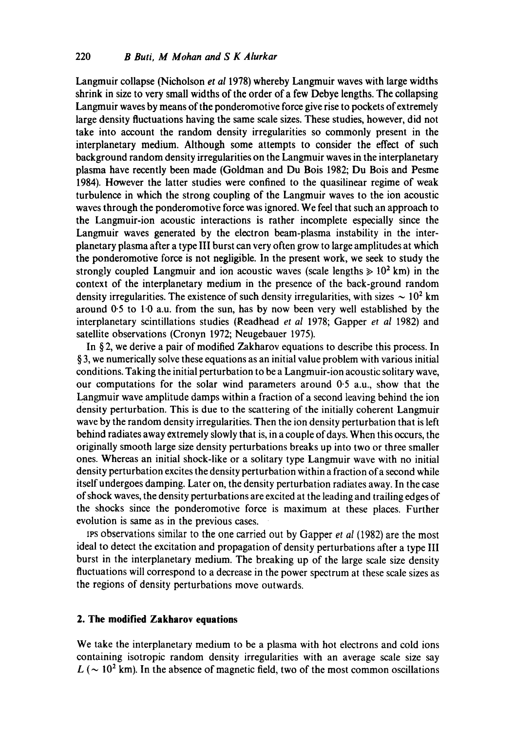Langmuir collapse (Nicholson *et al* 1978) whereby Langmuir waves with large widths shrink in size to very small widths of the order of a few Debye lengths. The collapsing Langmuir waves by means of the ponderomotive force give rise to pockets of extremely large density fluctuations having the same scale sizes. These studies, however, did not take into account the random density irregularities so commonly present in the interplanetary medium. Although some attempts to consider the effect of such background random density irregularities on the Langmuir waves in the interplanetary plasma have recently been made (Goldman and Du Bois 1982; Du Bois and Pesme 1984). However the latter studies were confined to the quasilinear regime of weak turbulence in which the strong coupling of the Langmuir waves to the ion acoustic waves through the ponderomotive force was ignored. We feel that such an approach to the Langmuir-ion acoustic interactions is rather incomplete especially since the Langmuir waves generated by the electron beam-plasma instability in the interplanetary plasma after a type III burst can very often grow to large amplitudes at which the ponderomotive force is not negligible. In the present work, we seek to study the strongly coupled Langmuir and ion acoustic waves (scale lengths $\geqslant 10^2$ km) in the context of the interplanetary medium in the presence of the back-ground random density irregularities. The existence of such density irregularities, with sizes $\sim 10^2$ km around 0·5 to 1·0 a.u. from the sun, has by now been very well established by the interplanetary scintillations studies (Readhead *et al* 1978; Gapper *et al* 1982) and satellite observations (Cronyn 1972; Neugebauer 1975).

In § 2, we derive a pair of modified Zakharov equations to describe this process. In § 3, we numerically solve these equations as an initial value problem with various initial conditions. Taking the initial perturbation to be a Langmuir-ion acoustic solitary wave, our computations for the solar wind parameters around 0·5 a.u., show that the Langmuir wave amplitude damps within a fraction of a second leaving behind the ion density perturbation. This is due to the scattering of the initially coherent Langmuir wave by the random density irregularities. Then the ion density perturbation that is left behind radiates away extremely slowly that is, in a couple of days. When this occurs, the originally smooth large size density perturbations breaks up into two or three smaller ones. Whereas an initial shock-like or a solitary type Langmuir wave with no initial density perturbation excites the density perturbation within a fraction of a second while itself undergoes damping. Later on, the density perturbation radiates away. In the case of shock waves, the density perturbations are excited at the leading and trailing edges of the shocks since the ponderomotive force is maximum at these places. Further evolution is same as in the previous cases.

IPS observations similar to the one carried out by Gapper *et al* (1982) are the most ideal to detect the excitation and propagation of density perturbations after a type III burst in the interplanetary medium. The breaking up of the large scale size density fluctuations will correspond to a decrease in the power spectrum at these scale sizes as the regions of density perturbations move outwards.

## 2. The modified Zakharov equations

We take the interplanetary medium to be a plasma with hot electrons and cold ions containing isotropic random density irregularities with an average scale size say $L$ ($\sim 10^2$ km). In the absence of magnetic field, two of the most common oscillations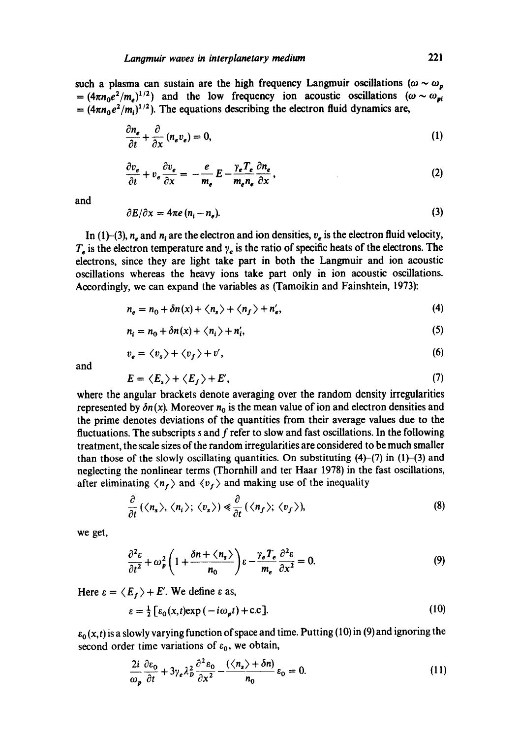such a plasma can sustain are the high frequency Langmuir oscillations ($\omega \sim \omega_p = (4\pi n_0 e^2/m_e)^{1/2}$) and the low frequency ion acoustic oscillations ($\omega \sim \omega_{pi} = (4\pi n_0 e^2/m_i)^{1/2}$). The equations describing the electron fluid dynamics are,

$$\frac{\partial n_e}{\partial t} + \frac{\partial}{\partial x}(n_e v_e) = 0, \tag{1}$$

$$\frac{\partial v_e}{\partial t} + v_e \frac{\partial v_e}{\partial x} = -\frac{e}{m_e} E - \frac{\gamma_e T_e}{m_e n_e} \frac{\partial n_e}{\partial x}, \tag{2}$$

and

$$\partial E/\partial x = 4\pi e (n_i - n_e). \tag{3}$$

In (1)–(3), $n_e$ and $n_i$ are the electron and ion densities, $v_e$ is the electron fluid velocity, $T_e$ is the electron temperature and $\gamma_e$ is the ratio of specific heats of the electrons. The electrons, since they are light take part in both the Langmuir and ion acoustic oscillations whereas the heavy ions take part only in ion acoustic oscillations. Accordingly, we can expand the variables as (Tamoikin and Fainshtein, 1973):

$$n_e = n_0 + \delta n(x) + \langle n_s \rangle + \langle n_f \rangle + n_e', \tag{4}$$

$$n_i = n_0 + \delta n(x) + \langle n_i \rangle + n_i', \tag{5}$$

$$v_e = \langle v_s \rangle + \langle v_f \rangle + v', \tag{6}$$

and

$$E = \langle E_s \rangle + \langle E_f \rangle + E', \tag{7}$$

where the angular brackets denote averaging over the random density irregularities represented by $\delta n(x)$. Moreover $n_0$ is the mean value of ion and electron densities and the prime denotes deviations of the quantities from their average values due to the fluctuations. The subscripts $s$ and $f$ refer to slow and fast oscillations. In the following treatment, the scale sizes of the random irregularities are considered to be much smaller than those of the slowly oscillating quantities. On substituting (4)–(7) in (1)–(3) and neglecting the nonlinear terms (Thornhill and ter Haar 1978) in the fast oscillations, after eliminating $\langle n_f \rangle$ and $\langle v_f \rangle$ and making use of the inequality

$$\frac{\partial}{\partial t}(\langle n_s \rangle, \langle n_i \rangle; \langle v_s \rangle) \ll \frac{\partial}{\partial t}(\langle n_f \rangle; \langle v_f \rangle), \tag{8}$$

we get,

$$\frac{\partial^2 \varepsilon}{\partial t^2} + \omega_p^2 \left(1 + \frac{\delta n + \langle n_s \rangle}{n_0}\right)\varepsilon - \frac{\gamma_e T_e}{m_e} \frac{\partial^2 \varepsilon}{\partial x^2} = 0. \tag{9}$$

Here $\varepsilon = \langle E_f \rangle + E'$. We define $\varepsilon$ as,

$$\varepsilon = \tfrac{1}{2}[\varepsilon_0(x,t)\exp(-i\omega_p t) + \text{c.c}]. \tag{10}$$

$\varepsilon_0(x,t)$ is a slowly varying function of space and time. Putting (10) in (9) and ignoring the second order time variations of $\varepsilon_0$, we obtain,

$$\frac{2i}{\omega_p}\frac{\partial \varepsilon_0}{\partial t} + 3\gamma_e \lambda_D^2 \frac{\partial^2 \varepsilon_0}{\partial x^2} - \frac{(\langle n_s \rangle + \delta n)}{n_0}\varepsilon_0 = 0. \tag{11}$$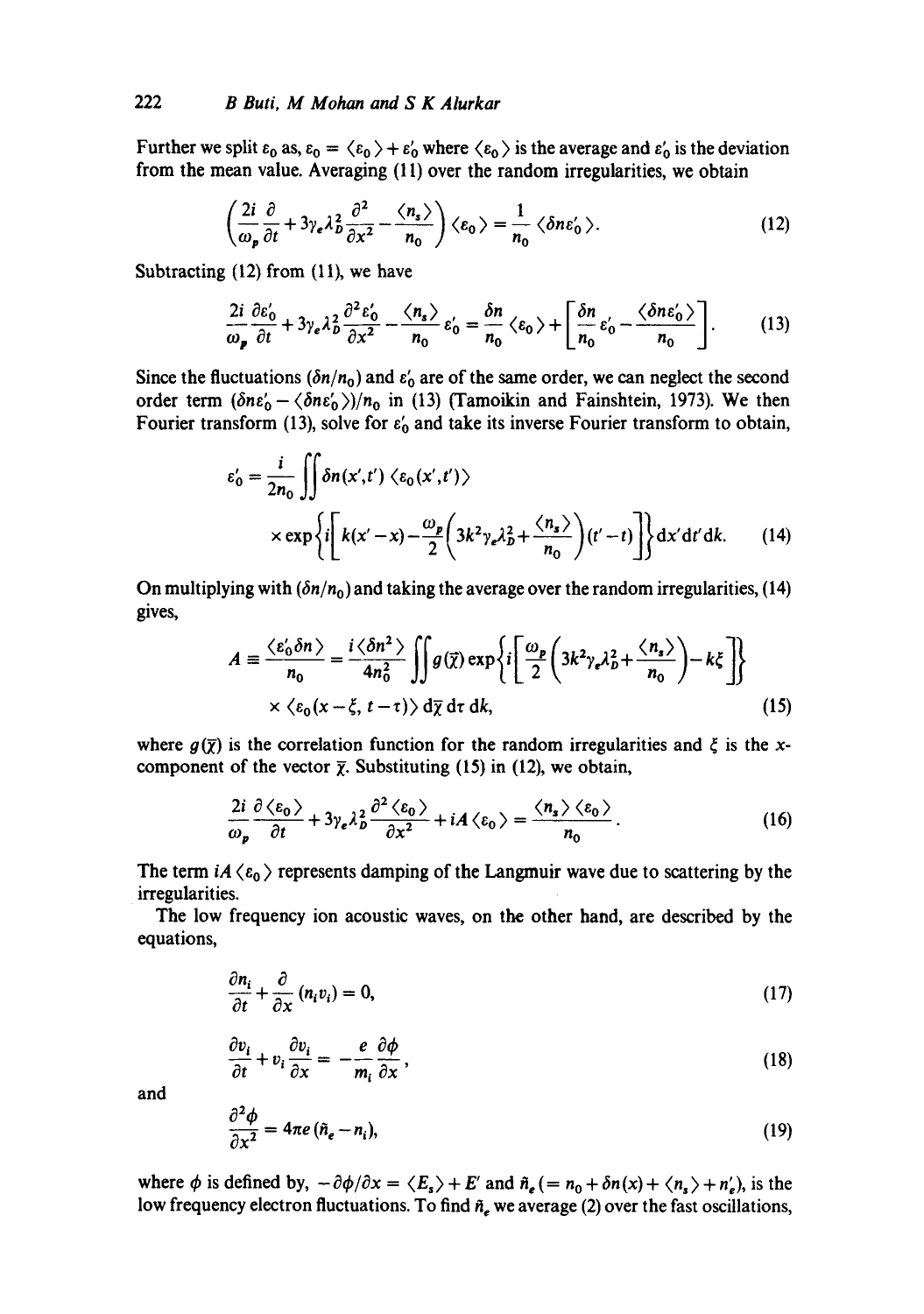Further we split $\varepsilon_0$ as, $\varepsilon_0 = \langle \varepsilon_0 \rangle + \varepsilon'_0$ where $\langle \varepsilon_0 \rangle$ is the average and $\varepsilon'_0$ is the deviation from the mean value. Averaging (11) over the random irregularities, we obtain

$$\left( \frac{2i}{\omega_p} \frac{\partial}{\partial t} + 3\gamma_e \lambda_D^2 \frac{\partial^2}{\partial x^2} - \frac{\langle n_s \rangle}{n_0} \right) \langle \varepsilon_0 \rangle = \frac{1}{n_0} \langle \delta n \varepsilon'_0 \rangle. \tag{12}$$

Subtracting (12) from (11), we have

$$\frac{2i}{\omega_p} \frac{\partial \varepsilon'_0}{\partial t} + 3\gamma_e \lambda_D^2 \frac{\partial^2 \varepsilon'_0}{\partial x^2} - \frac{\langle n_s \rangle}{n_0} \varepsilon'_0 = \frac{\delta n}{n_0} \langle \varepsilon_0 \rangle + \left[ \frac{\delta n}{n_0} \varepsilon'_0 - \frac{\langle \delta n \varepsilon'_0 \rangle}{n_0} \right]. \tag{13}$$

Since the fluctuations $(\delta n / n_0)$ and $\varepsilon'_0$ are of the same order, we can neglect the second order term $(\delta n \varepsilon'_0 - \langle \delta n \varepsilon'_0 \rangle)/n_0$ in (13) (Tamoikin and Fainshtein, 1973). We then Fourier transform (13), solve for $\varepsilon'_0$ and take its inverse Fourier transform to obtain,

$$\varepsilon'_0 = \frac{i}{2n_0} \iint \delta n(x', t') \langle \varepsilon_0(x', t') \rangle \times \exp\left\{ i \left[ k(x' - x) - \frac{\omega_p}{2} \left( 3k^2 \gamma_e \lambda_D^2 + \frac{\langle n_s \rangle}{n_0} \right)(t' - t) \right] \right\} \mathrm{d}x' \mathrm{d}t' \mathrm{d}k. \tag{14}$$

On multiplying with $(\delta n / n_0)$ and taking the average over the random irregularities, (14) gives,

$$A \equiv \frac{\langle \varepsilon'_0 \delta n \rangle}{n_0} = \frac{i \langle \delta n^2 \rangle}{4 n_0^2} \iint g(\bar{\chi}) \exp\left\{ i \left[ \frac{\omega_p}{2} \left( 3k^2 \gamma_e \lambda_D^2 + \frac{\langle n_s \rangle}{n_0} \right) - k\xi \right] \right\} \times \langle \varepsilon_0 (x - \xi, t - \tau) \rangle \, \mathrm{d}\bar{\chi} \, \mathrm{d}\tau \, \mathrm{d}k, \tag{15}$$

where $g(\bar{\chi})$ is the correlation function for the random irregularities and $\xi$ is the $x$-component of the vector $\bar{\chi}$. Substituting (15) in (12), we obtain,

$$\frac{2i}{\omega_p} \frac{\partial \langle \varepsilon_0 \rangle}{\partial t} + 3\gamma_e \lambda_D^2 \frac{\partial^2 \langle \varepsilon_0 \rangle}{\partial x^2} + iA \langle \varepsilon_0 \rangle = \frac{\langle n_s \rangle \langle \varepsilon_0 \rangle}{n_0}. \tag{16}$$

The term $iA \langle \varepsilon_0 \rangle$ represents damping of the Langmuir wave due to scattering by the irregularities.

The low frequency ion acoustic waves, on the other hand, are described by the equations,

$$\frac{\partial n_i}{\partial t} + \frac{\partial}{\partial x}(n_i v_i) = 0, \tag{17}$$

$$\frac{\partial v_i}{\partial t} + v_i \frac{\partial v_i}{\partial x} = -\frac{e}{m_i} \frac{\partial \phi}{\partial x}, \tag{18}$$

and

$$\frac{\partial^2 \phi}{\partial x^2} = 4\pi e (\tilde{n}_e - n_i), \tag{19}$$

where $\phi$ is defined by, $-\partial \phi / \partial x = \langle E_s \rangle + E'$ and $\tilde{n}_e \, (= n_0 + \delta n(x) + \langle n_s \rangle + n'_e)$, is the low frequency electron fluctuations. To find $\tilde{n}_e$ we average (2) over the fast oscillations,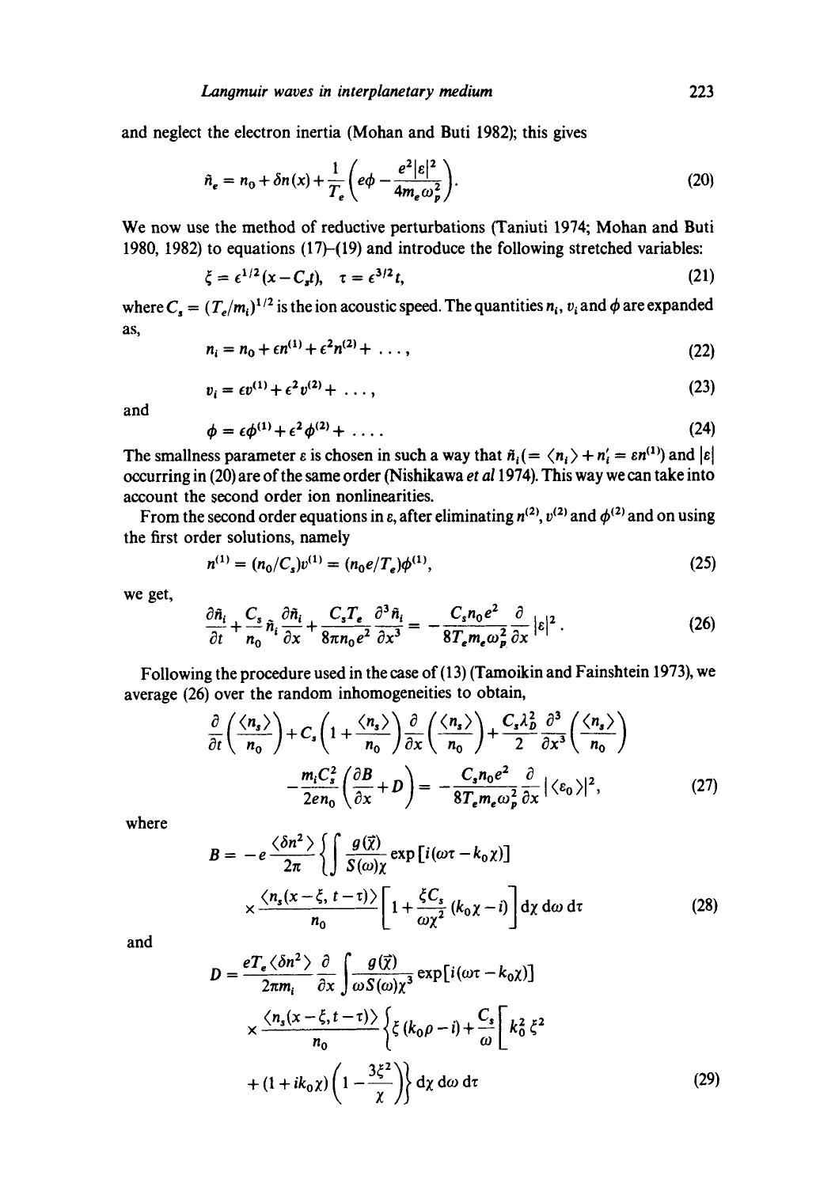and neglect the electron inertia (Mohan and Buti 1982); this gives

$$\tilde{n}_e = n_0 + \delta n(x) + \frac{1}{T_e}\left(e\phi - \frac{e^2|\varepsilon|^2}{4m_e\omega_p^2}\right). \tag{20}$$

We now use the method of reductive perturbations (Taniuti 1974; Mohan and Buti 1980, 1982) to equations (17)–(19) and introduce the following stretched variables:

$$\xi = \epsilon^{1/2}(x - C_s t), \quad \tau = \epsilon^{3/2} t, \tag{21}$$

where $C_s = (T_e/m_i)^{1/2}$ is the ion acoustic speed. The quantities $n_i$, $v_i$ and $\phi$ are expanded as,

$$n_i = n_0 + \epsilon n^{(1)} + \epsilon^2 n^{(2)} + \ldots, \tag{22}$$

$$v_i = \epsilon v^{(1)} + \epsilon^2 v^{(2)} + \ldots, \tag{23}$$

and

$$\phi = \epsilon\phi^{(1)} + \epsilon^2\phi^{(2)} + \ldots. \tag{24}$$

The smallness parameter ε is chosen in such a way that $\tilde{n}_i (= \langle n_i \rangle + n_i' = \epsilon n^{(1)})$ and $|\varepsilon|$ occurring in (20) are of the same order (Nishikawa *et al* 1974). This way we can take into account the second order ion nonlinearities.

From the second order equations in ε, after eliminating $n^{(2)}$, $v^{(2)}$ and $\phi^{(2)}$ and on using the first order solutions, namely

$$n^{(1)} = (n_0/C_s)v^{(1)} = (n_0 e/T_e)\phi^{(1)}, \tag{25}$$

we get,

$$\frac{\partial \tilde{n}_i}{\partial t} + \frac{C_s}{n_0}\tilde{n}_i\frac{\partial \tilde{n}_i}{\partial x} + \frac{C_s T_e}{8\pi n_0 e^2}\frac{\partial^3 \tilde{n}_i}{\partial x^3} = -\frac{C_s n_0 e^2}{8T_e m_e \omega_p^2}\frac{\partial}{\partial x}|\varepsilon|^2. \tag{26}$$

Following the procedure used in the case of (13) (Tamoikin and Fainshtein 1973), we average (26) over the random inhomogeneities to obtain,

$$\frac{\partial}{\partial t}\left(\frac{\langle n_s\rangle}{n_0}\right) + C_s\left(1 + \frac{\langle n_s\rangle}{n_0}\right)\frac{\partial}{\partial x}\left(\frac{\langle n_s\rangle}{n_0}\right) + \frac{C_s\lambda_D^2}{2}\frac{\partial^3}{\partial x^3}\left(\frac{\langle n_s\rangle}{n_0}\right)$$
$$-\frac{m_i C_s^2}{2en_0}\left(\frac{\partial B}{\partial x} + D\right) = -\frac{C_s n_0 e^2}{8T_e m_e\omega_p^2}\frac{\partial}{\partial x}|\langle\varepsilon_0\rangle|^2, \tag{27}$$

where

$$B = -e\frac{\langle\delta n^2\rangle}{2\pi}\left\{\int\frac{g(\bar{\chi})}{S(\omega)\chi}\exp\left[i(\omega\tau - k_0\chi)\right]\right.$$
$$\times\frac{\langle n_s(x-\xi, t-\tau)\rangle}{n_0}\left[1 + \frac{\xi C_s}{\omega\chi^2}(k_0\chi - i)\right]\mathrm{d}\chi\,\mathrm{d}\omega\,\mathrm{d}\tau \tag{28}$$

and

$$D = \frac{eT_e\langle\delta n^2\rangle}{2\pi m_i}\frac{\partial}{\partial x}\int\frac{g(\bar{\chi})}{\omega S(\omega)\chi^3}\exp[i(\omega\tau - k_0\chi)]$$
$$\times\frac{\langle n_s(x-\xi, t-\tau)\rangle}{n_0}\left\{\xi(k_0\rho - i) + \frac{C_s}{\omega}\left[k_0^2\xi^2\right.\right.$$
$$\left.\left. + (1 + ik_0\chi)\left(1 - \frac{3\xi^2}{\chi}\right)\right\}\mathrm{d}\chi\,\mathrm{d}\omega\,\mathrm{d}\tau \tag{29}$$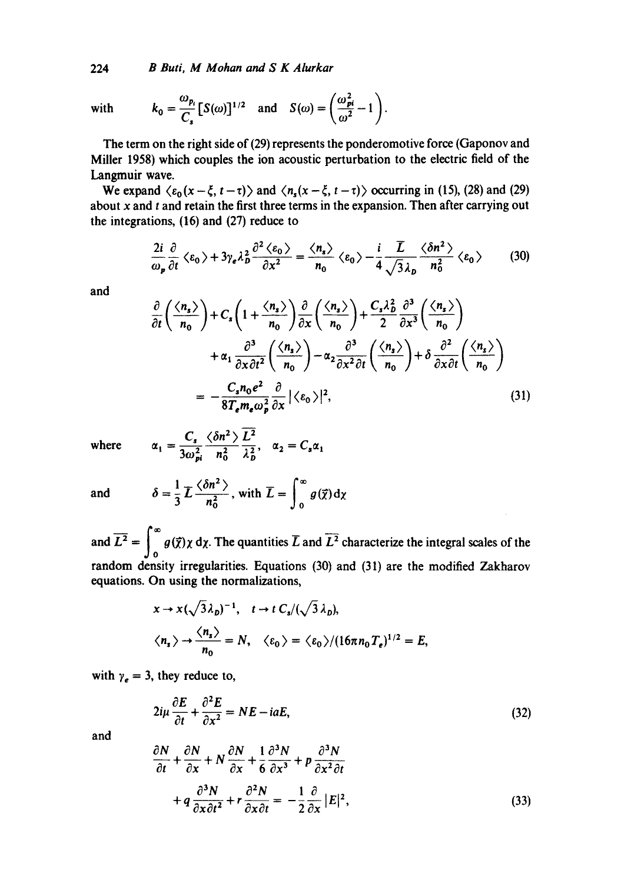with $$k_0 = \frac{\omega_{p_i}}{C_s}[S(\omega)]^{1/2} \quad \text{and} \quad S(\omega) = \left(\frac{\omega_{pi}^2}{\omega^2} - 1\right).$$

The term on the right side of (29) represents the ponderomotive force (Gaponov and Miller 1958) which couples the ion acoustic perturbation to the electric field of the Langmuir wave.

We expand $\langle \varepsilon_0(x-\xi, t-\tau)\rangle$ and $\langle n_s(x-\xi, t-\tau)\rangle$ occurring in (15), (28) and (29) about $x$ and $t$ and retain the first three terms in the expansion. Then after carrying out the integrations, (16) and (27) reduce to

$$\frac{2i}{\omega_p}\frac{\partial}{\partial t}\langle \varepsilon_0\rangle + 3\gamma_e \lambda_D^2 \frac{\partial^2 \langle \varepsilon_0\rangle}{\partial x^2} = \frac{\langle n_s\rangle}{n_0}\langle \varepsilon_0\rangle - \frac{i}{4}\frac{\overline{L}}{\sqrt{3}\lambda_D}\frac{\langle \delta n^2\rangle}{n_0^2}\langle \varepsilon_0\rangle \tag{30}$$

and

$$\frac{\partial}{\partial t}\left(\frac{\langle n_s\rangle}{n_0}\right) + C_s\left(1 + \frac{\langle n_s\rangle}{n_0}\right)\frac{\partial}{\partial x}\left(\frac{\langle n_s\rangle}{n_0}\right) + \frac{C_s \lambda_D^2}{2}\frac{\partial^3}{\partial x^3}\left(\frac{\langle n_s\rangle}{n_0}\right)$$
$$+ \alpha_1 \frac{\partial^3}{\partial x \partial t^2}\left(\frac{\langle n_s\rangle}{n_0}\right) - \alpha_2 \frac{\partial^3}{\partial x^2 \partial t}\left(\frac{\langle n_s\rangle}{n_0}\right) + \delta \frac{\partial^2}{\partial x \partial t}\left(\frac{\langle n_s\rangle}{n_0}\right)$$
$$= -\frac{C_s n_0 e^2}{8 T_e m_e \omega_p^2}\frac{\partial}{\partial x}|\langle \varepsilon_0\rangle|^2, \tag{31}$$

where $$\alpha_1 = \frac{C_s}{3\omega_{pi}^2}\frac{\langle \delta n^2\rangle}{n_0^2}\frac{\overline{L^2}}{\lambda_D^2}, \quad \alpha_2 = C_s \alpha_1$$

and $$\delta = \frac{1}{3}\overline{L}\frac{\langle \delta n^2\rangle}{n_0^2}, \text{ with } \overline{L} = \int_0^\infty g(\overline{\chi})\,\mathrm{d}\chi$$

and $\overline{L^2} = \int_0^\infty g(\overline{\chi})\chi\,\mathrm{d}\chi$. The quantities $\overline{L}$ and $\overline{L^2}$ characterize the integral scales of the random density irregularities. Equations (30) and (31) are the modified Zakharov equations. On using the normalizations,

$$x \to x(\sqrt{3}\lambda_D)^{-1}, \quad t \to t\,C_s/(\sqrt{3}\lambda_D),$$
$$\langle n_s\rangle \to \frac{\langle n_s\rangle}{n_0} = N, \quad \langle \varepsilon_0\rangle = \langle \varepsilon_0\rangle/(16\pi n_0 T_e)^{1/2} = E,$$

with $\gamma_e = 3$, they reduce to,

$$2i\mu\frac{\partial E}{\partial t} + \frac{\partial^2 E}{\partial x^2} = NE - iaE, \tag{32}$$

and

$$\frac{\partial N}{\partial t} + \frac{\partial N}{\partial x} + N\frac{\partial N}{\partial x} + \frac{1}{6}\frac{\partial^3 N}{\partial x^3} + p\frac{\partial^3 N}{\partial x^2 \partial t}$$
$$+ q\frac{\partial^3 N}{\partial x \partial t^2} + r\frac{\partial^2 N}{\partial x \partial t} = -\frac{1}{2}\frac{\partial}{\partial x}|E|^2, \tag{33}$$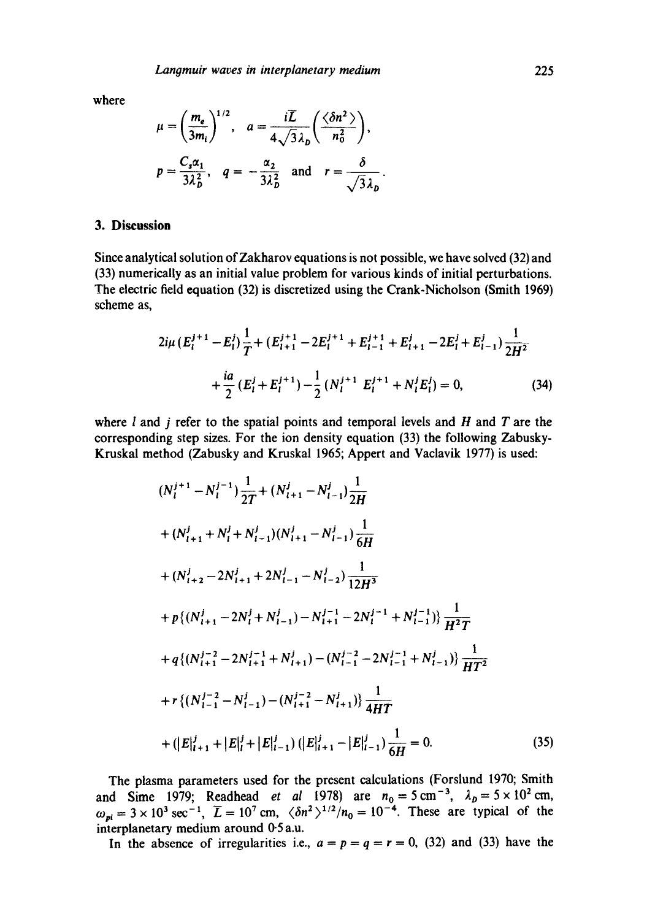where

$$\mu = \left(\frac{m_e}{3m_i}\right)^{1/2}, \quad a = \frac{i\bar{L}}{4\sqrt{3}\lambda_D}\left(\frac{\langle\delta n^2\rangle}{n_0^2}\right),$$

$$p = \frac{C_s\alpha_1}{3\lambda_D^2}, \quad q = -\frac{\alpha_2}{3\lambda_D^2} \quad \text{and} \quad r = \frac{\delta}{\sqrt{3}\lambda_D}.$$

## 3. Discussion

Since analytical solution of Zakharov equations is not possible, we have solved (32) and (33) numerically as an initial value problem for various kinds of initial perturbations. The electric field equation (32) is discretized using the Crank-Nicholson (Smith 1969) scheme as,

$$2i\mu(E_l^{j+1} - E_l^j)\frac{1}{T} + (E_{l+1}^{j+1} - 2E_l^{j+1} + E_{l-1}^{j+1} + E_{l+1}^j - 2E_l^j + E_{l-1}^j)\frac{1}{2H^2}$$

$$+ \frac{ia}{2}(E_l^j + E_l^{j+1}) - \frac{1}{2}(N_l^{j+1}E_l^{j+1} + N_l^jE_l^j) = 0, \tag{34}$$

where $l$ and $j$ refer to the spatial points and temporal levels and $H$ and $T$ are the corresponding step sizes. For the ion density equation (33) the following Zabusky-Kruskal method (Zabusky and Kruskal 1965; Appert and Vaclavik 1977) is used:

$$(N_l^{j+1} - N_l^{j-1})\frac{1}{2T} + (N_{l+1}^j - N_{l-1}^j)\frac{1}{2H}$$

$$+ (N_{l+1}^j + N_l^j + N_{l-1}^j)(N_{l+1}^j - N_{l-1}^j)\frac{1}{6H}$$

$$+ (N_{l+2}^j - 2N_{l+1}^j + 2N_{l-1}^j - N_{l-2}^j)\frac{1}{12H^3}$$

$$+ p\{(N_{l+1}^j - 2N_l^j + N_{l-1}^j) - N_{l+1}^{j-1} - 2N_l^{j-1} + N_{l-1}^{j-1})\}\frac{1}{H^2T}$$

$$+ q\{(N_{l+1}^{j-2} - 2N_{l+1}^{j-1} + N_{l+1}^j) - (N_{l-1}^{j-2} - 2N_{l-1}^{j-1} + N_{l-1}^j)\}\frac{1}{HT^2}$$

$$+ r\{(N_{l-1}^{j-2} - N_{l-1}^j) - (N_{l+1}^{j-2} - N_{l+1}^j)\}\frac{1}{4HT}$$

$$+ (|E|_{l+1}^j + |E|_l^j + |E|_{l-1}^j)(|E|_{l+1}^j - |E|_{l-1}^j)\frac{1}{6H} = 0. \tag{35}$$

The plasma parameters used for the present calculations (Forslund 1970; Smith and Sime 1979; Readhead *et al* 1978) are $n_0 = 5\,\text{cm}^{-3}$, $\lambda_D = 5 \times 10^2\,\text{cm}$, $\omega_{pi} = 3 \times 10^3\,\text{sec}^{-1}$, $\bar{L} = 10^7\,\text{cm}$, $\langle\delta n^2\rangle^{1/2}/n_0 = 10^{-4}$. These are typical of the interplanetary medium around 0·5 a.u.

In the absence of irregularities i.e., $a = p = q = r = 0$, (32) and (33) have the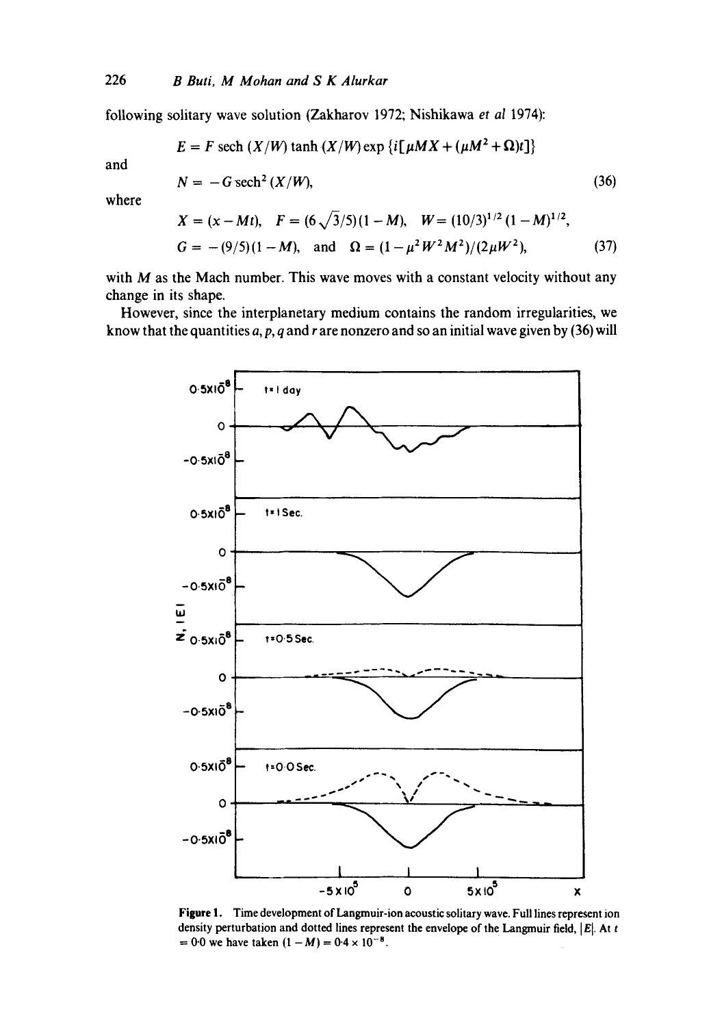following solitary wave solution (Zakharov 1972; Nishikawa *et al* 1974):

$$E = F\,\mathrm{sech}\,(X/W)\tanh(X/W)\exp\{i[\mu MX + (\mu M^2 + \Omega)t]\}$$

and

$$N = -G\,\mathrm{sech}^2(X/W), \tag{36}$$

where

$$X = (x - Mt),\quad F = (6\sqrt{3}/5)(1-M),\quad W = (10/3)^{1/2}(1-M)^{1/2},$$

$$G = -(9/5)(1-M),\quad \text{and}\quad \Omega = (1 - \mu^2 W^2 M^2)/(2\mu W^2), \tag{37}$$

with $M$ as the Mach number. This wave moves with a constant velocity without any change in its shape.

However, since the interplanetary medium contains the random irregularities, we know that the quantities $a$, $p$, $q$ and $r$ are nonzero and so an initial wave given by (36) will

**Figure 1.** Time development of Langmuir-ion acoustic solitary wave. Full lines represent ion density perturbation and dotted lines represent the envelope of the Langmuir field, $|E|$. At $t = 0{\cdot}0$ we have taken $(1 - M) = 0{\cdot}4 \times 10^{-8}$.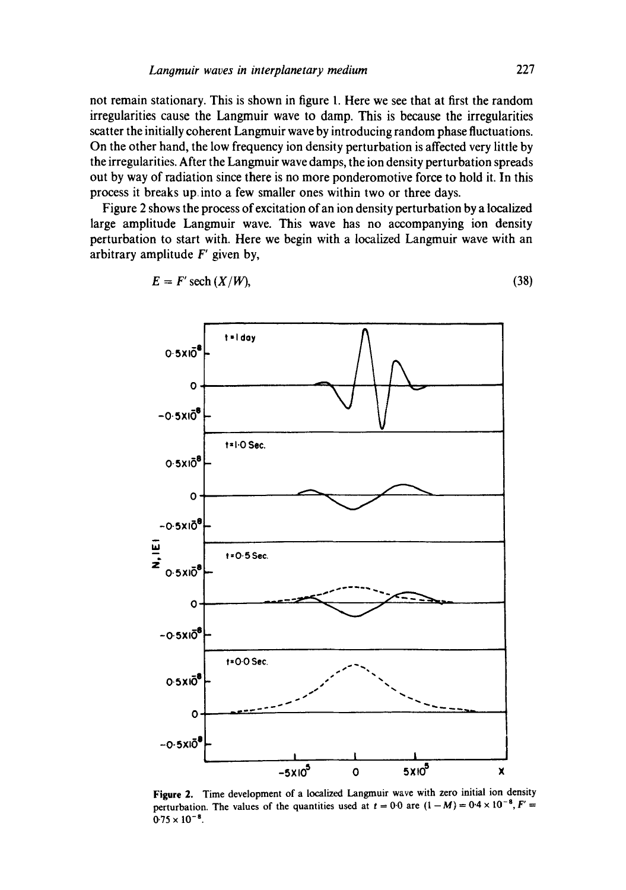not remain stationary. This is shown in figure 1. Here we see that at first the random irregularities cause the Langmuir wave to damp. This is because the irregularities scatter the initially coherent Langmuir wave by introducing random phase fluctuations. On the other hand, the low frequency ion density perturbation is affected very little by the irregularities. After the Langmuir wave damps, the ion density perturbation spreads out by way of radiation since there is no more ponderomotive force to hold it. In this process it breaks up into a few smaller ones within two or three days.

Figure 2 shows the process of excitation of an ion density perturbation by a localized large amplitude Langmuir wave. This wave has no accompanying ion density perturbation to start with. Here we begin with a localized Langmuir wave with an arbitrary amplitude $F'$ given by,

$$E = F' \operatorname{sech}(X/W), \tag{38}$$

**Figure 2.** Time development of a localized Langmuir wave with zero initial ion density perturbation. The values of the quantities used at $t = 0{\cdot}0$ are $(1 - M) = 0{\cdot}4 \times 10^{-8}$, $F' = 0{\cdot}75 \times 10^{-8}$.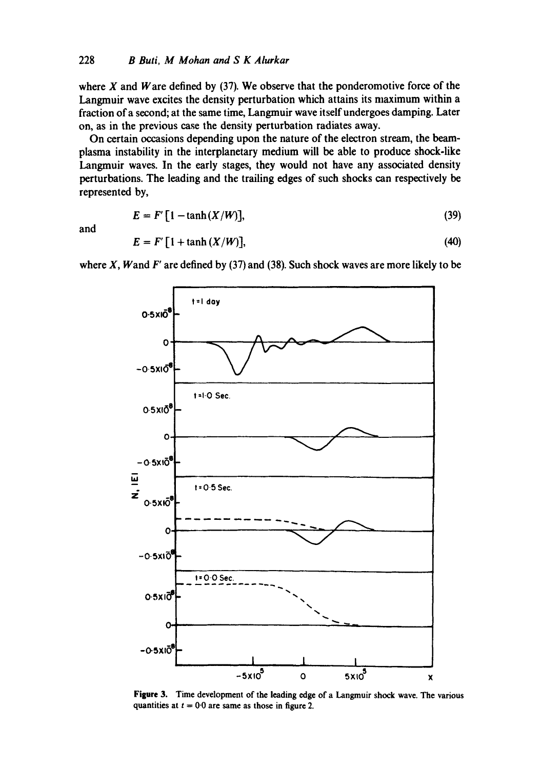where $X$ and $W$ are defined by (37). We observe that the ponderomotive force of the Langmuir wave excites the density perturbation which attains its maximum within a fraction of a second; at the same time, Langmuir wave itself undergoes damping. Later on, as in the previous case the density perturbation radiates away.

On certain occasions depending upon the nature of the electron stream, the beam-plasma instability in the interplanetary medium will be able to produce shock-like Langmuir waves. In the early stages, they would not have any associated density perturbations. The leading and the trailing edges of such shocks can respectively be represented by,

$$E = F'[1 - \tanh(X/W)], \tag{39}$$

and

$$E = F'[1 + \tanh(X/W)], \tag{40}$$

where $X$, $W$ and $F'$ are defined by (37) and (38). Such shock waves are more likely to be

**Figure 3.** Time development of the leading edge of a Langmuir shock wave. The various quantities at $t = 0{\cdot}0$ are same as those in figure 2.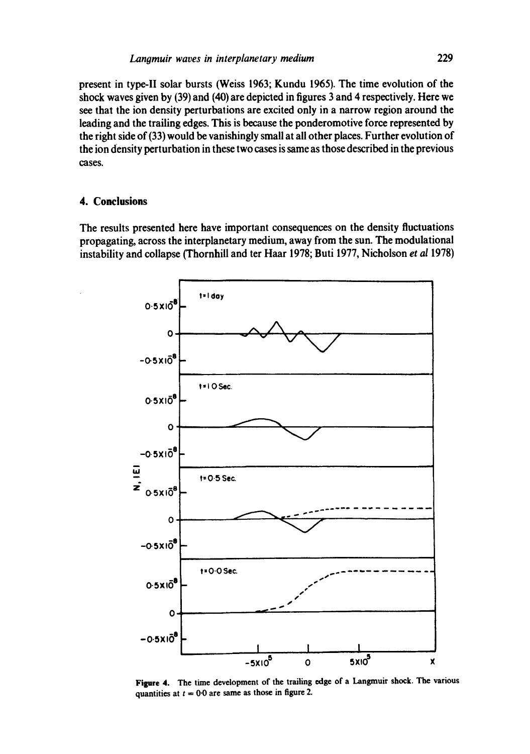present in type-II solar bursts (Weiss 1963; Kundu 1965). The time evolution of the shock waves given by (39) and (40) are depicted in figures 3 and 4 respectively. Here we see that the ion density perturbations are excited only in a narrow region around the leading and the trailing edges. This is because the ponderomotive force represented by the right side of (33) would be vanishingly small at all other places. Further evolution of the ion density perturbation in these two cases is same as those described in the previous cases.

## 4. Conclusions

The results presented here have important consequences on the density fluctuations propagating, across the interplanetary medium, away from the sun. The modulational instability and collapse (Thornhill and ter Haar 1978; Buti 1977, Nicholson *et al* 1978)

**Figure 4.** The time development of the trailing edge of a Langmuir shock. The various quantities at $t = 0{\cdot}0$ are same as those in figure 2.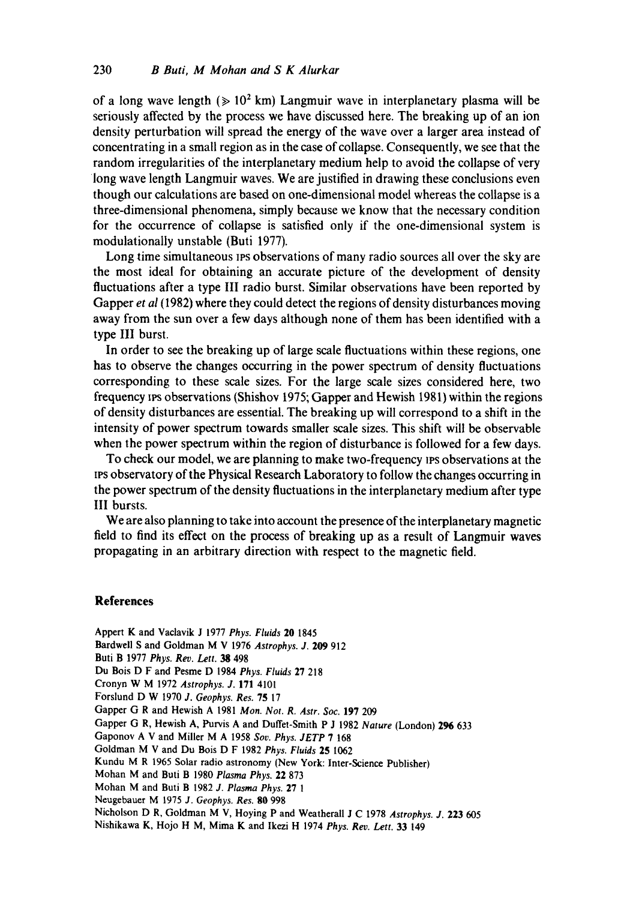of a long wave length ($\geqslant 10^2$ km) Langmuir wave in interplanetary plasma will be seriously affected by the process we have discussed here. The breaking up of an ion density perturbation will spread the energy of the wave over a larger area instead of concentrating in a small region as in the case of collapse. Consequently, we see that the random irregularities of the interplanetary medium help to avoid the collapse of very long wave length Langmuir waves. We are justified in drawing these conclusions even though our calculations are based on one-dimensional model whereas the collapse is a three-dimensional phenomena, simply because we know that the necessary condition for the occurrence of collapse is satisfied only if the one-dimensional system is modulationally unstable (Buti 1977).

Long time simultaneous IPS observations of many radio sources all over the sky are the most ideal for obtaining an accurate picture of the development of density fluctuations after a type III radio burst. Similar observations have been reported by Gapper *et al* (1982) where they could detect the regions of density disturbances moving away from the sun over a few days although none of them has been identified with a type III burst.

In order to see the breaking up of large scale fluctuations within these regions, one has to observe the changes occurring in the power spectrum of density fluctuations corresponding to these scale sizes. For the large scale sizes considered here, two frequency IPS observations (Shishov 1975; Gapper and Hewish 1981) within the regions of density disturbances are essential. The breaking up will correspond to a shift in the intensity of power spectrum towards smaller scale sizes. This shift will be observable when the power spectrum within the region of disturbance is followed for a few days.

To check our model, we are planning to make two-frequency IPS observations at the IPS observatory of the Physical Research Laboratory to follow the changes occurring in the power spectrum of the density fluctuations in the interplanetary medium after type III bursts.

We are also planning to take into account the presence of the interplanetary magnetic field to find its effect on the process of breaking up as a result of Langmuir waves propagating in an arbitrary direction with respect to the magnetic field.

## References

Appert K and Vaclavik J 1977 *Phys. Fluids* **20** 1845

Bardwell S and Goldman M V 1976 *Astrophys. J.* **209** 912

Buti B 1977 *Phys. Rev. Lett.* **38** 498

Du Bois D F and Pesme D 1984 *Phys. Fluids* **27** 218

Cronyn W M 1972 *Astrophys. J.* **171** 4101

Forslund D W 1970 *J. Geophys. Res.* **75** 17

Gapper G R and Hewish A 1981 *Mon. Not. R. Astr. Soc.* **197** 209

Gapper G R, Hewish A, Purvis A and Duffet-Smith P J 1982 *Nature* (London) **296** 633

Gaponov A V and Miller M A 1958 *Sov. Phys. JETP* **7** 168

Goldman M V and Du Bois D F 1982 *Phys. Fluids* **25** 1062

Kundu M R 1965 Solar radio astronomy (New York: Inter-Science Publisher)

Mohan M and Buti B 1980 *Plasma Phys.* **22** 873

Mohan M and Buti B 1982 *J. Plasma Phys.* **27** 1

Neugebauer M 1975 *J. Geophys. Res.* **80** 998

Nicholson D R, Goldman M V, Hoying P and Weatherall J C 1978 *Astrophys. J.* **223** 605

Nishikawa K, Hojo H M, Mima K and Ikezi H 1974 *Phys. Rev. Lett.* **33** 149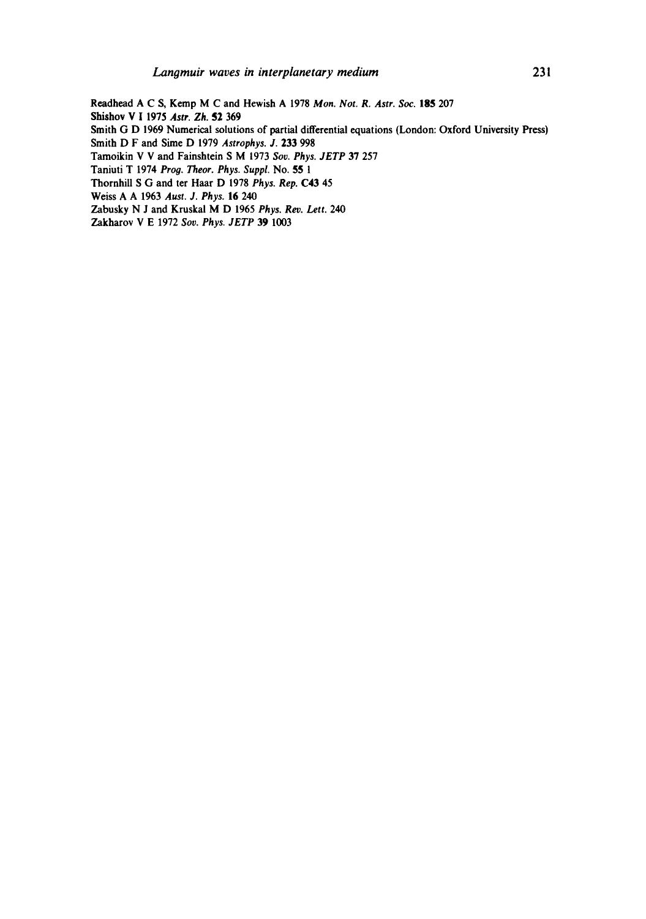Readhead A C S, Kemp M C and Hewish A 1978 *Mon. Not. R. Astr. Soc.* **185** 207

Shishov V I 1975 *Astr. Zh.* **52** 369

Smith G D 1969 Numerical solutions of partial differential equations (London: Oxford University Press)

Smith D F and Sime D 1979 *Astrophys. J.* **233** 998

Tamoikin V V and Fainshtein S M 1973 *Sov. Phys. JETP* **37** 257

Taniuti T 1974 *Prog. Theor. Phys. Suppl.* No. **55** 1

Thornhill S G and ter Haar D 1978 *Phys. Rep.* **C43** 45

Weiss A A 1963 *Aust. J. Phys.* **16** 240

Zabusky N J and Kruskal M D 1965 *Phys. Rev. Lett.* 240

Zakharov V E 1972 *Sov. Phys. JETP* **39** 1003